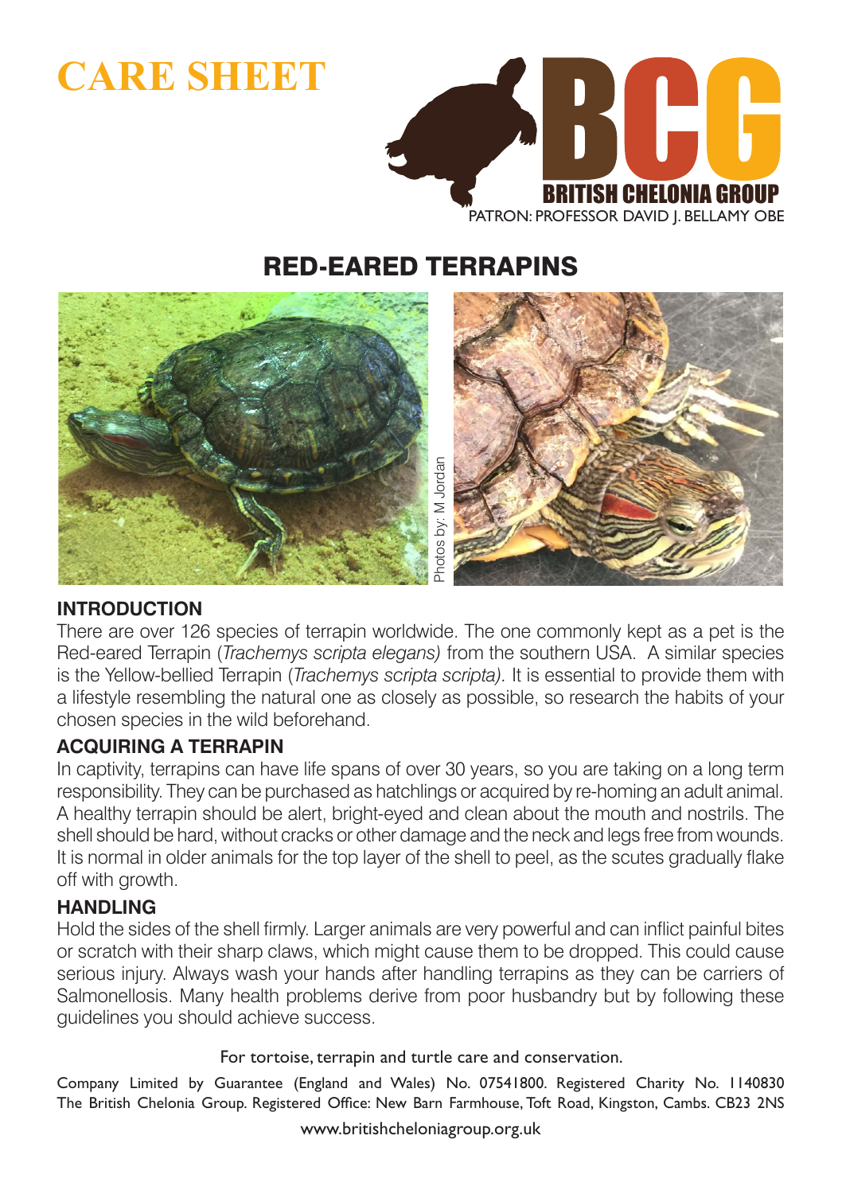# CARE SHEET

BRITISH CHELONIA GROUP

PATRON: PROFESSOR DAVID J. BELLAMY OBE

## RED-EARED TERRAPINS

Photos by: M Jordan

### INTRODUCTION

There are over 126 species of terrapin worldwide. The one commonly kept as a pet is the Red-eared Terrapin (*Trachemys scripta elegans)* from the southern USA. A similar species is the Yellow-bellied Terrapin (*Trachemys scripta scripta).* It is essential to provide them with a lifestyle resembling the natural one as closely as possible, so research the habits of your chosen species in the wild beforehand.

### ACQUIRING A TERRAPIN

In captivity, terrapins can have life spans of over 30 years, so you are taking on a long term responsibility. They can be purchased as hatchlings or acquired by re-homing an adult animal. A healthy terrapin should be alert, bright-eyed and clean about the mouth and nostrils. The shell should be hard, without cracks or other damage and the neck and legs free from wounds. It is normal in older animals for the top layer of the shell to peel, as the scutes gradually flake off with growth.

### HANDLING

Hold the sides of the shell firmly. Larger animals are very powerful and can inflict painful bites or scratch with their sharp claws, which might cause them to be dropped. This could cause serious injury. Always wash your hands after handling terrapins as they can be carriers of Salmonellosis. Many health problems derive from poor husbandry but by following these guidelines you should achieve success.

For tortoise, terrapin and turtle care and conservation.

Company Limited by Guarantee (England and Wales) No. 07541800. Registered Charity No. 1140830 The British Chelonia Group. Registered Office: New Barn Farmhouse, Toft Road, Kingston, Cambs. CB23 2NS

www.britishcheloniagroup.org.uk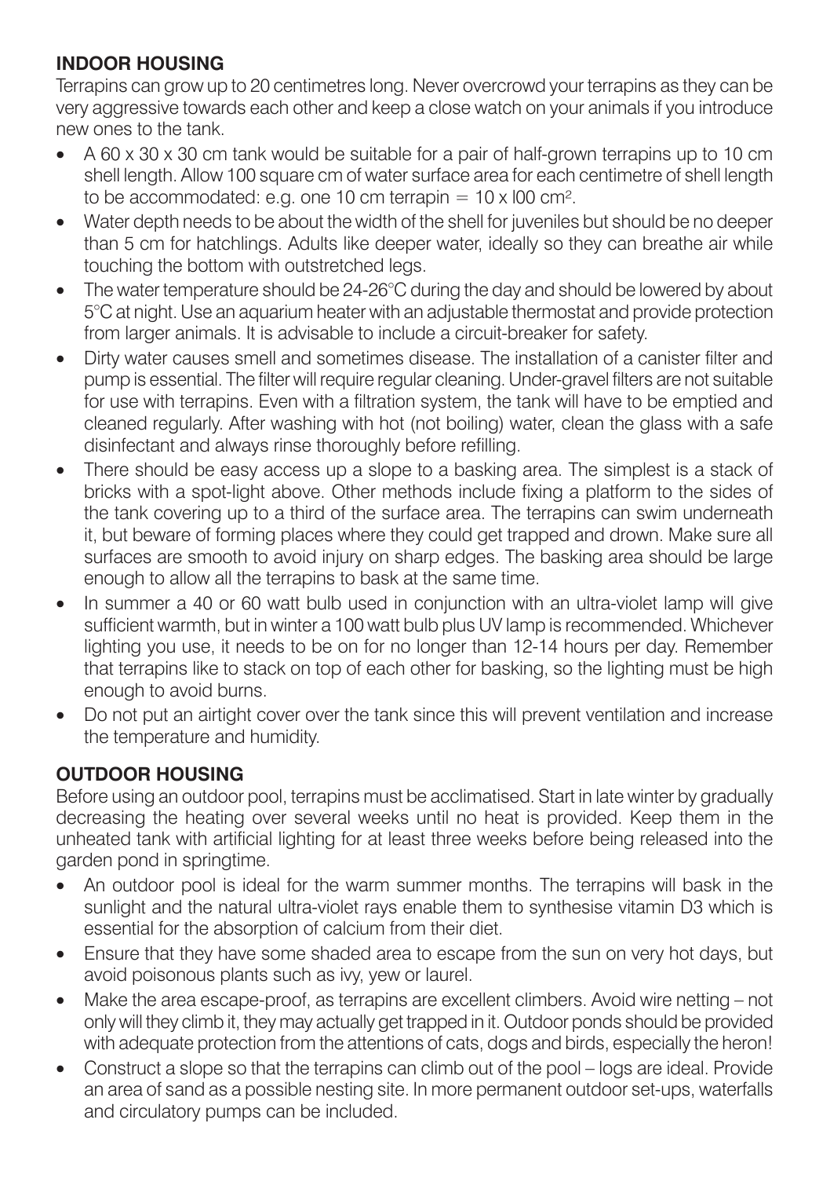## INDOOR HOUSING

Terrapins can grow up to 20 centimetres long. Never overcrowd your terrapins as they can be very aggressive towards each other and keep a close watch on your animals if you introduce new ones to the tank.

- A 60 x 30 x 30 cm tank would be suitable for a pair of half-grown terrapins up to 10 cm shell length. Allow 100 square cm of water surface area for each centimetre of shell length to be accommodated: e.g. one 10 cm terrapin = 10 x l00 $cm^2$.
- Water depth needs to be about the width of the shell for juveniles but should be no deeper than 5 cm for hatchlings. Adults like deeper water, ideally so they can breathe air while touching the bottom with outstretched legs.
- The water temperature should be 24-26°C during the day and should be lowered by about 5°C at night. Use an aquarium heater with an adjustable thermostat and provide protection from larger animals. It is advisable to include a circuit-breaker for safety.
- Dirty water causes smell and sometimes disease. The installation of a canister filter and pump is essential. The filter will require regular cleaning. Under-gravel filters are not suitable for use with terrapins. Even with a filtration system, the tank will have to be emptied and cleaned regularly. After washing with hot (not boiling) water, clean the glass with a safe disinfectant and always rinse thoroughly before refilling.
- There should be easy access up a slope to a basking area. The simplest is a stack of bricks with a spot-light above. Other methods include fixing a platform to the sides of the tank covering up to a third of the surface area. The terrapins can swim underneath it, but beware of forming places where they could get trapped and drown. Make sure all surfaces are smooth to avoid injury on sharp edges. The basking area should be large enough to allow all the terrapins to bask at the same time.
- In summer a 40 or 60 watt bulb used in conjunction with an ultra-violet lamp will give sufficient warmth, but in winter a 100 watt bulb plus UV lamp is recommended. Whichever lighting you use, it needs to be on for no longer than 12-14 hours per day. Remember that terrapins like to stack on top of each other for basking, so the lighting must be high enough to avoid burns.
- Do not put an airtight cover over the tank since this will prevent ventilation and increase the temperature and humidity.

## OUTDOOR HOUSING

Before using an outdoor pool, terrapins must be acclimatised. Start in late winter by gradually decreasing the heating over several weeks until no heat is provided. Keep them in the unheated tank with artificial lighting for at least three weeks before being released into the garden pond in springtime.

- An outdoor pool is ideal for the warm summer months. The terrapins will bask in the sunlight and the natural ultra-violet rays enable them to synthesise vitamin D3 which is essential for the absorption of calcium from their diet.
- Ensure that they have some shaded area to escape from the sun on very hot days, but avoid poisonous plants such as ivy, yew or laurel.
- Make the area escape-proof, as terrapins are excellent climbers. Avoid wire netting – not only will they climb it, they may actually get trapped in it. Outdoor ponds should be provided with adequate protection from the attentions of cats, dogs and birds, especially the heron!
- Construct a slope so that the terrapins can climb out of the pool – logs are ideal. Provide an area of sand as a possible nesting site. In more permanent outdoor set-ups, waterfalls and circulatory pumps can be included.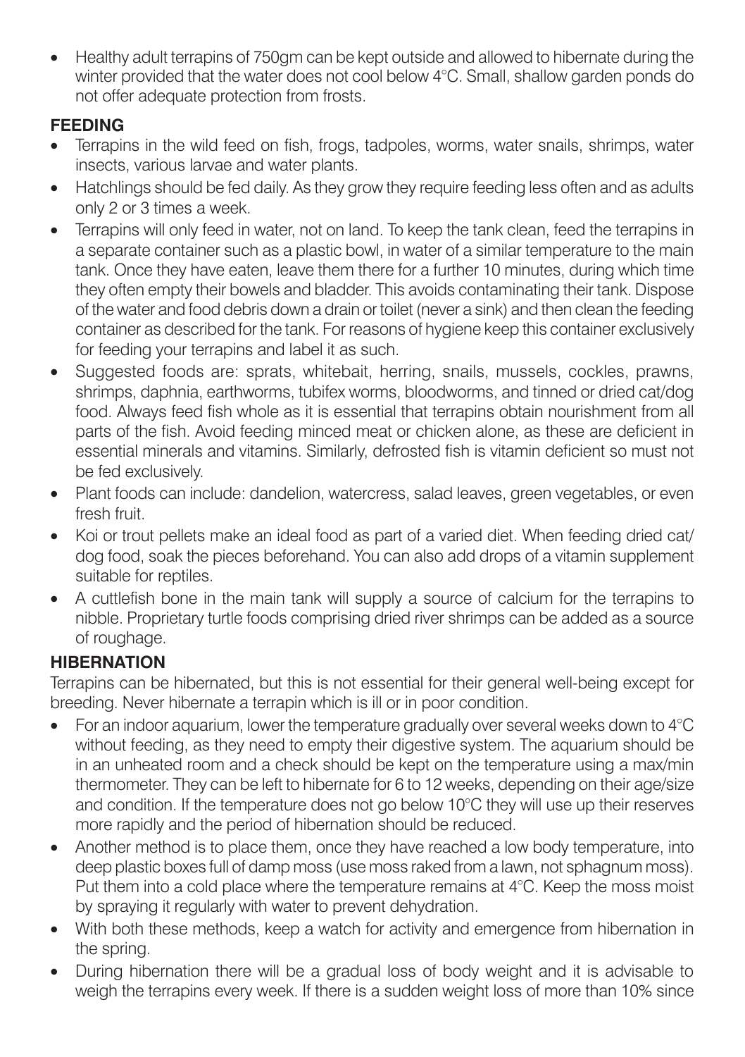- Healthy adult terrapins of 750gm can be kept outside and allowed to hibernate during the winter provided that the water does not cool below 4°C. Small, shallow garden ponds do not offer adequate protection from frosts.

## FEEDING

- Terrapins in the wild feed on fish, frogs, tadpoles, worms, water snails, shrimps, water insects, various larvae and water plants.
- Hatchlings should be fed daily. As they grow they require feeding less often and as adults only 2 or 3 times a week.
- Terrapins will only feed in water, not on land. To keep the tank clean, feed the terrapins in a separate container such as a plastic bowl, in water of a similar temperature to the main tank. Once they have eaten, leave them there for a further 10 minutes, during which time they often empty their bowels and bladder. This avoids contaminating their tank. Dispose of the water and food debris down a drain or toilet (never a sink) and then clean the feeding container as described for the tank. For reasons of hygiene keep this container exclusively for feeding your terrapins and label it as such.
- Suggested foods are: sprats, whitebait, herring, snails, mussels, cockles, prawns, shrimps, daphnia, earthworms, tubifex worms, bloodworms, and tinned or dried cat/dog food. Always feed fish whole as it is essential that terrapins obtain nourishment from all parts of the fish. Avoid feeding minced meat or chicken alone, as these are deficient in essential minerals and vitamins. Similarly, defrosted fish is vitamin deficient so must not be fed exclusively.
- Plant foods can include: dandelion, watercress, salad leaves, green vegetables, or even fresh fruit.
- Koi or trout pellets make an ideal food as part of a varied diet. When feeding dried cat/dog food, soak the pieces beforehand. You can also add drops of a vitamin supplement suitable for reptiles.
- A cuttlefish bone in the main tank will supply a source of calcium for the terrapins to nibble. Proprietary turtle foods comprising dried river shrimps can be added as a source of roughage.

## HIBERNATION

Terrapins can be hibernated, but this is not essential for their general well-being except for breeding. Never hibernate a terrapin which is ill or in poor condition.

- For an indoor aquarium, lower the temperature gradually over several weeks down to 4°C without feeding, as they need to empty their digestive system. The aquarium should be in an unheated room and a check should be kept on the temperature using a max/min thermometer. They can be left to hibernate for 6 to 12 weeks, depending on their age/size and condition. If the temperature does not go below 10°C they will use up their reserves more rapidly and the period of hibernation should be reduced.
- Another method is to place them, once they have reached a low body temperature, into deep plastic boxes full of damp moss (use moss raked from a lawn, not sphagnum moss). Put them into a cold place where the temperature remains at 4°C. Keep the moss moist by spraying it regularly with water to prevent dehydration.
- With both these methods, keep a watch for activity and emergence from hibernation in the spring.
- During hibernation there will be a gradual loss of body weight and it is advisable to weigh the terrapins every week. If there is a sudden weight loss of more than 10% since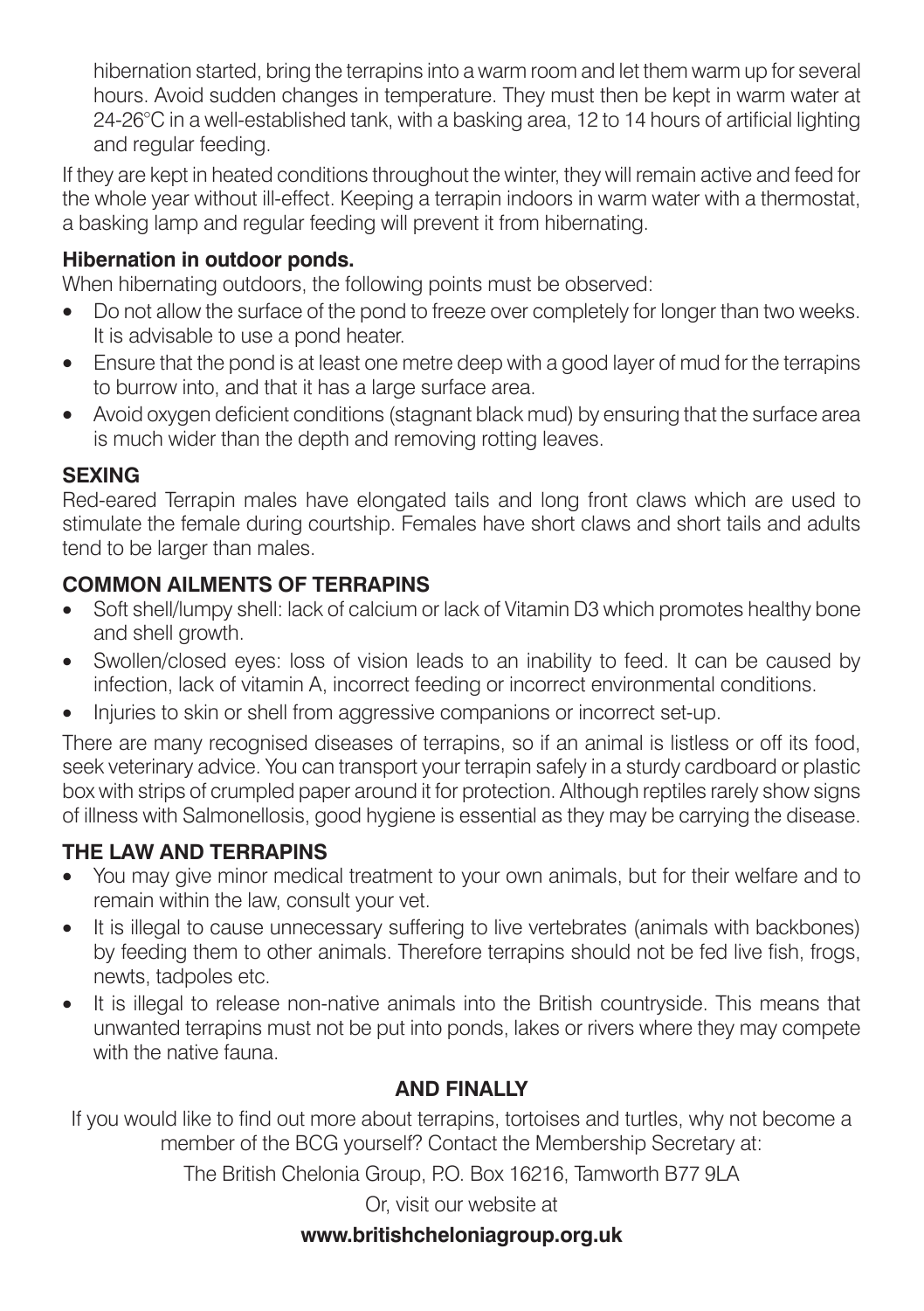hibernation started, bring the terrapins into a warm room and let them warm up for several hours. Avoid sudden changes in temperature. They must then be kept in warm water at 24-26°C in a well-established tank, with a basking area, 12 to 14 hours of artificial lighting and regular feeding.

If they are kept in heated conditions throughout the winter, they will remain active and feed for the whole year without ill-effect. Keeping a terrapin indoors in warm water with a thermostat, a basking lamp and regular feeding will prevent it from hibernating.

### Hibernation in outdoor ponds.

When hibernating outdoors, the following points must be observed:

- Do not allow the surface of the pond to freeze over completely for longer than two weeks. It is advisable to use a pond heater.
- Ensure that the pond is at least one metre deep with a good layer of mud for the terrapins to burrow into, and that it has a large surface area.
- Avoid oxygen deficient conditions (stagnant black mud) by ensuring that the surface area is much wider than the depth and removing rotting leaves.

## SEXING

Red-eared Terrapin males have elongated tails and long front claws which are used to stimulate the female during courtship. Females have short claws and short tails and adults tend to be larger than males.

## COMMON AILMENTS OF TERRAPINS

- Soft shell/lumpy shell: lack of calcium or lack of Vitamin D3 which promotes healthy bone and shell growth.
- Swollen/closed eyes: loss of vision leads to an inability to feed. It can be caused by infection, lack of vitamin A, incorrect feeding or incorrect environmental conditions.
- Injuries to skin or shell from aggressive companions or incorrect set-up.

There are many recognised diseases of terrapins, so if an animal is listless or off its food, seek veterinary advice. You can transport your terrapin safely in a sturdy cardboard or plastic box with strips of crumpled paper around it for protection. Although reptiles rarely show signs of illness with Salmonellosis, good hygiene is essential as they may be carrying the disease.

## THE LAW AND TERRAPINS

- You may give minor medical treatment to your own animals, but for their welfare and to remain within the law, consult your vet.
- It is illegal to cause unnecessary suffering to live vertebrates (animals with backbones) by feeding them to other animals. Therefore terrapins should not be fed live fish, frogs, newts, tadpoles etc.
- It is illegal to release non-native animals into the British countryside. This means that unwanted terrapins must not be put into ponds, lakes or rivers where they may compete with the native fauna.

## AND FINALLY

If you would like to find out more about terrapins, tortoises and turtles, why not become a member of the BCG yourself? Contact the Membership Secretary at:

The British Chelonia Group, P.O. Box 16216, Tamworth B77 9LA

Or, visit our website at

**www.britishcheloniagroup.org.uk**